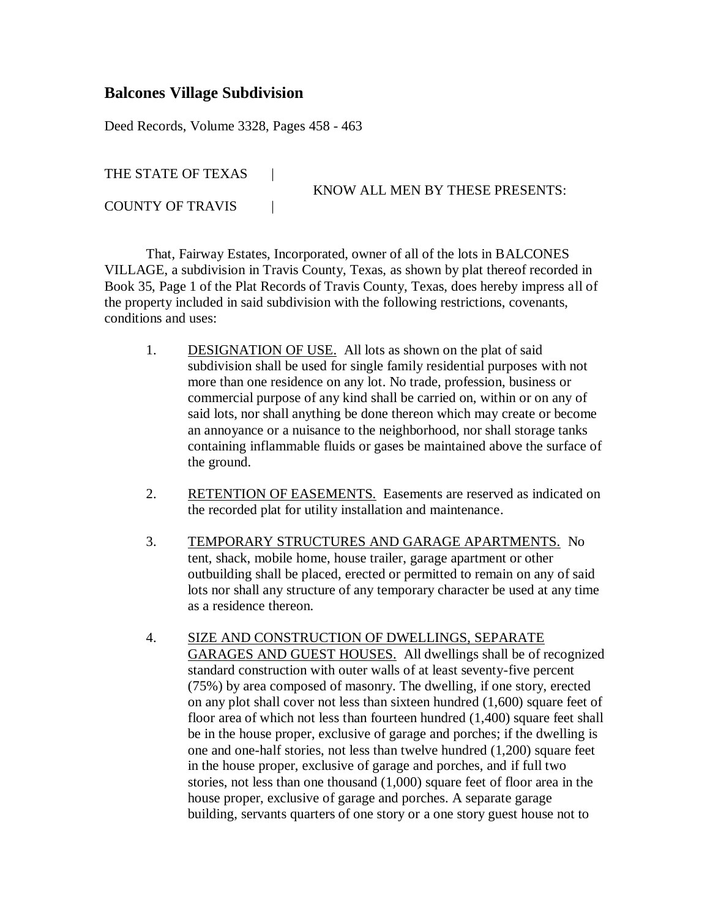## Balcones Village Subdivision

Deed Records, Volume 3328, Pages 458 - 463

THE STATE OF TEXAS |
KNOW ALL MEN BY THESE PRESENTS:
COUNTY OF TRAVIS |

That, Fairway Estates, Incorporated, owner of all of the lots in BALCONES VILLAGE, a subdivision in Travis County, Texas, as shown by plat thereof recorded in Book 35, Page 1 of the Plat Records of Travis County, Texas, does hereby impress all of the property included in said subdivision with the following restrictions, covenants, conditions and uses:

1. DESIGNATION OF USE. All lots as shown on the plat of said subdivision shall be used for single family residential purposes with not more than one residence on any lot. No trade, profession, business or commercial purpose of any kind shall be carried on, within or on any of said lots, nor shall anything be done thereon which may create or become an annoyance or a nuisance to the neighborhood, nor shall storage tanks containing inflammable fluids or gases be maintained above the surface of the ground.

2. RETENTION OF EASEMENTS. Easements are reserved as indicated on the recorded plat for utility installation and maintenance.

3. TEMPORARY STRUCTURES AND GARAGE APARTMENTS. No tent, shack, mobile home, house trailer, garage apartment or other outbuilding shall be placed, erected or permitted to remain on any of said lots nor shall any structure of any temporary character be used at any time as a residence thereon.

4. SIZE AND CONSTRUCTION OF DWELLINGS, SEPARATE GARAGES AND GUEST HOUSES. All dwellings shall be of recognized standard construction with outer walls of at least seventy-five percent (75%) by area composed of masonry. The dwelling, if one story, erected on any plot shall cover not less than sixteen hundred (1,600) square feet of floor area of which not less than fourteen hundred (1,400) square feet shall be in the house proper, exclusive of garage and porches; if the dwelling is one and one-half stories, not less than twelve hundred (1,200) square feet in the house proper, exclusive of garage and porches, and if full two stories, not less than one thousand (1,000) square feet of floor area in the house proper, exclusive of garage and porches. A separate garage building, servants quarters of one story or a one story guest house not to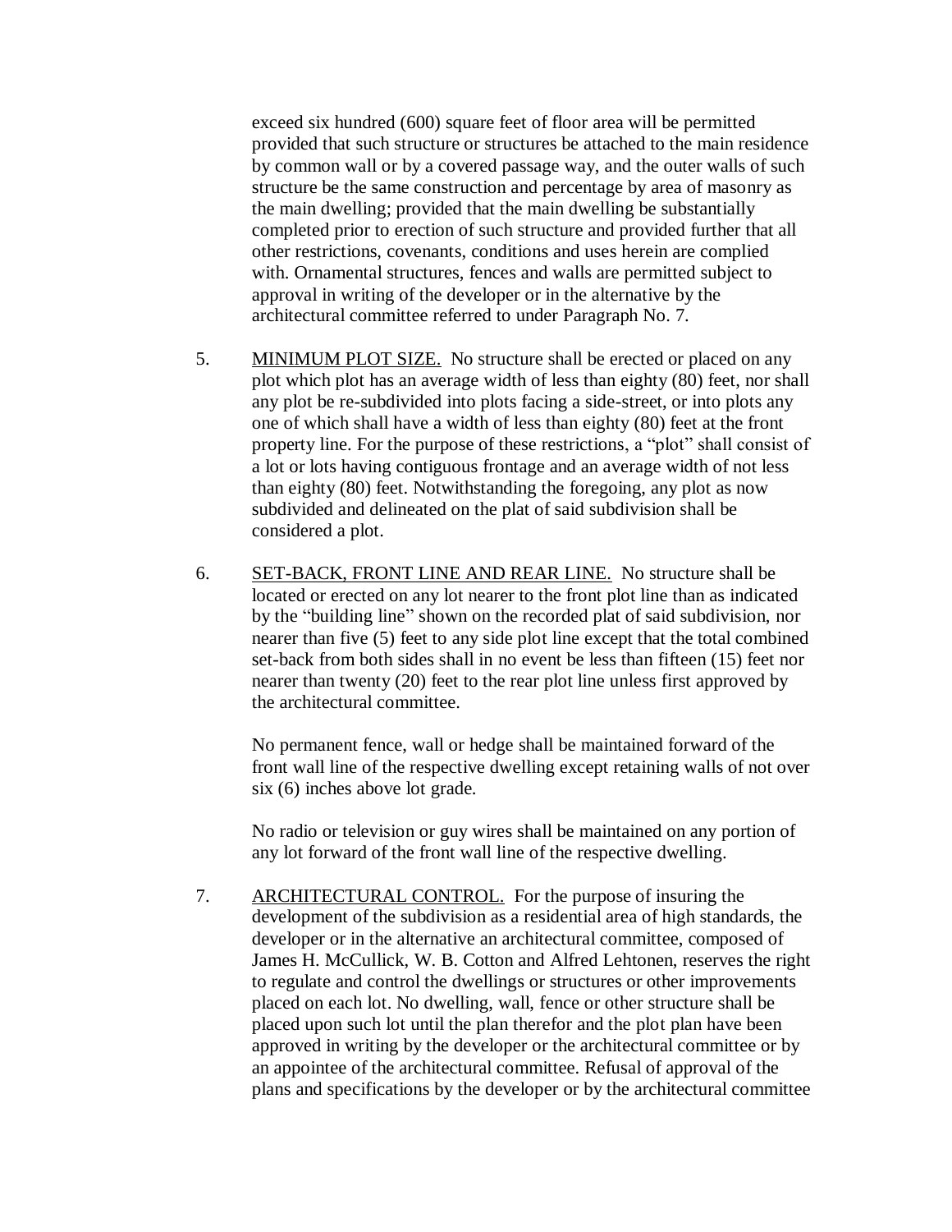exceed six hundred (600) square feet of floor area will be permitted provided that such structure or structures be attached to the main residence by common wall or by a covered passage way, and the outer walls of such structure be the same construction and percentage by area of masonry as the main dwelling; provided that the main dwelling be substantially completed prior to erection of such structure and provided further that all other restrictions, covenants, conditions and uses herein are complied with. Ornamental structures, fences and walls are permitted subject to approval in writing of the developer or in the alternative by the architectural committee referred to under Paragraph No. 7.

5. <u>MINIMUM PLOT SIZE.</u> No structure shall be erected or placed on any plot which plot has an average width of less than eighty (80) feet, nor shall any plot be re-subdivided into plots facing a side-street, or into plots any one of which shall have a width of less than eighty (80) feet at the front property line. For the purpose of these restrictions, a "plot" shall consist of a lot or lots having contiguous frontage and an average width of not less than eighty (80) feet. Notwithstanding the foregoing, any plot as now subdivided and delineated on the plat of said subdivision shall be considered a plot.

6. <u>SET-BACK, FRONT LINE AND REAR LINE.</u> No structure shall be located or erected on any lot nearer to the front plot line than as indicated by the "building line" shown on the recorded plat of said subdivision, nor nearer than five (5) feet to any side plot line except that the total combined set-back from both sides shall in no event be less than fifteen (15) feet nor nearer than twenty (20) feet to the rear plot line unless first approved by the architectural committee.

   No permanent fence, wall or hedge shall be maintained forward of the front wall line of the respective dwelling except retaining walls of not over six (6) inches above lot grade.

   No radio or television or guy wires shall be maintained on any portion of any lot forward of the front wall line of the respective dwelling.

7. <u>ARCHITECTURAL CONTROL.</u> For the purpose of insuring the development of the subdivision as a residential area of high standards, the developer or in the alternative an architectural committee, composed of James H. McCullick, W. B. Cotton and Alfred Lehtonen, reserves the right to regulate and control the dwellings or structures or other improvements placed on each lot. No dwelling, wall, fence or other structure shall be placed upon such lot until the plan therefor and the plot plan have been approved in writing by the developer or the architectural committee or by an appointee of the architectural committee. Refusal of approval of the plans and specifications by the developer or by the architectural committee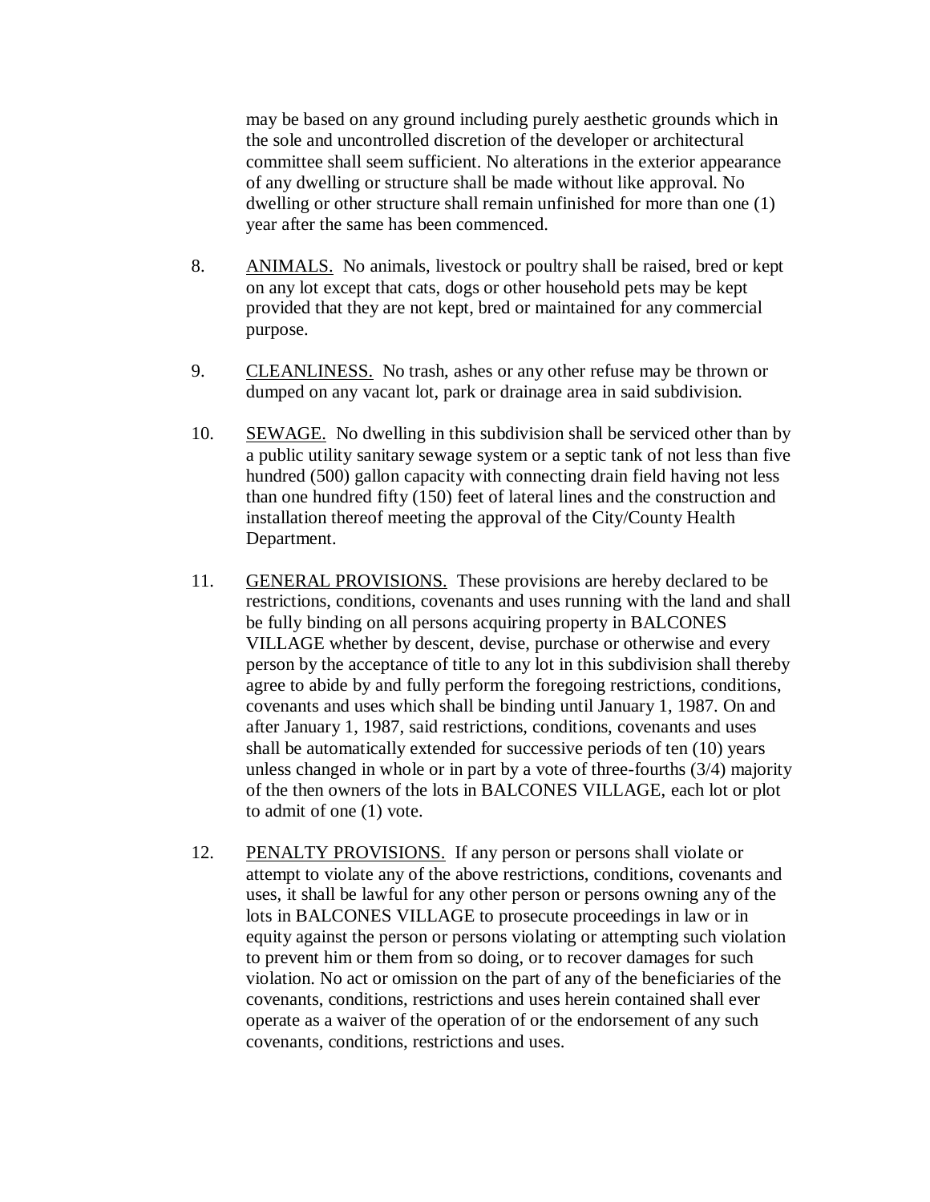may be based on any ground including purely aesthetic grounds which in the sole and uncontrolled discretion of the developer or architectural committee shall seem sufficient. No alterations in the exterior appearance of any dwelling or structure shall be made without like approval. No dwelling or other structure shall remain unfinished for more than one (1) year after the same has been commenced.

8. ANIMALS. No animals, livestock or poultry shall be raised, bred or kept on any lot except that cats, dogs or other household pets may be kept provided that they are not kept, bred or maintained for any commercial purpose.

9. CLEANLINESS. No trash, ashes or any other refuse may be thrown or dumped on any vacant lot, park or drainage area in said subdivision.

10. SEWAGE. No dwelling in this subdivision shall be serviced other than by a public utility sanitary sewage system or a septic tank of not less than five hundred (500) gallon capacity with connecting drain field having not less than one hundred fifty (150) feet of lateral lines and the construction and installation thereof meeting the approval of the City/County Health Department.

11. GENERAL PROVISIONS. These provisions are hereby declared to be restrictions, conditions, covenants and uses running with the land and shall be fully binding on all persons acquiring property in BALCONES VILLAGE whether by descent, devise, purchase or otherwise and every person by the acceptance of title to any lot in this subdivision shall thereby agree to abide by and fully perform the foregoing restrictions, conditions, covenants and uses which shall be binding until January 1, 1987. On and after January 1, 1987, said restrictions, conditions, covenants and uses shall be automatically extended for successive periods of ten (10) years unless changed in whole or in part by a vote of three-fourths (3/4) majority of the then owners of the lots in BALCONES VILLAGE, each lot or plot to admit of one (1) vote.

12. PENALTY PROVISIONS. If any person or persons shall violate or attempt to violate any of the above restrictions, conditions, covenants and uses, it shall be lawful for any other person or persons owning any of the lots in BALCONES VILLAGE to prosecute proceedings in law or in equity against the person or persons violating or attempting such violation to prevent him or them from so doing, or to recover damages for such violation. No act or omission on the part of any of the beneficiaries of the covenants, conditions, restrictions and uses herein contained shall ever operate as a waiver of the operation of or the endorsement of any such covenants, conditions, restrictions and uses.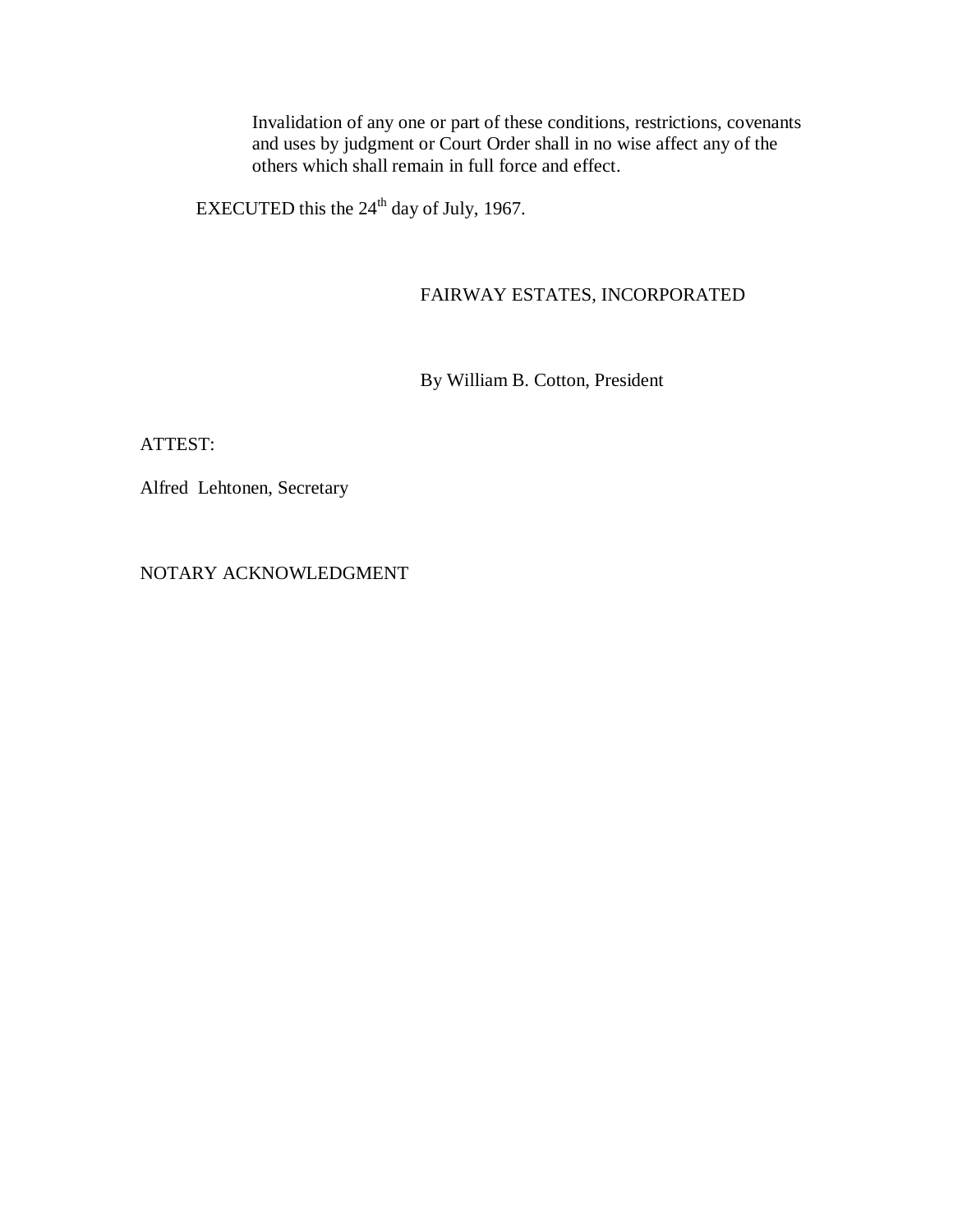Invalidation of any one or part of these conditions, restrictions, covenants and uses by judgment or Court Order shall in no wise affect any of the others which shall remain in full force and effect.

EXECUTED this the 24th day of July, 1967.

FAIRWAY ESTATES, INCORPORATED

By William B. Cotton, President

ATTEST:

Alfred Lehtonen, Secretary

NOTARY ACKNOWLEDGMENT